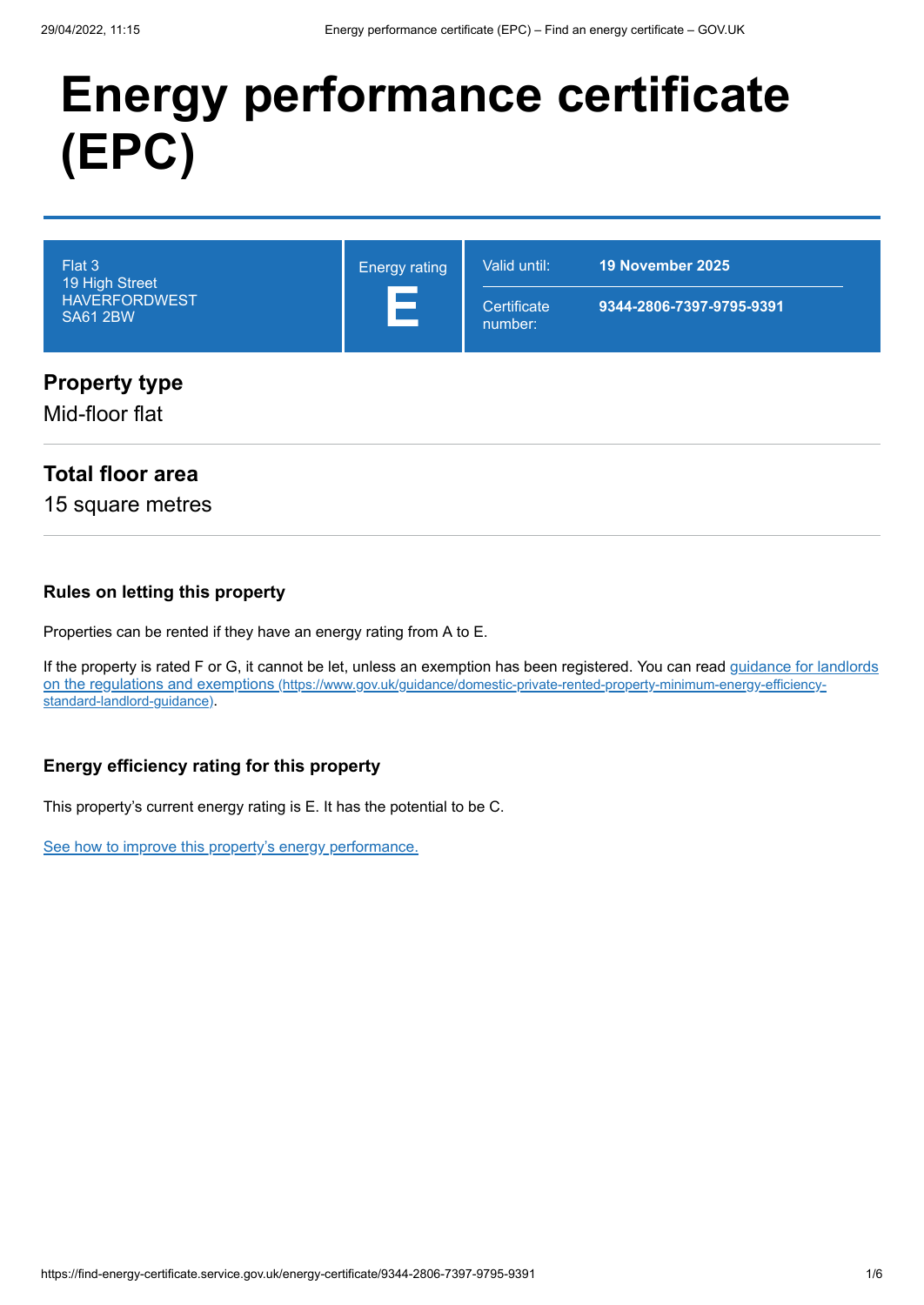# Energy performance certificate (EPC)

Flat 3
19 High Street
HAVERFORDWEST
SA61 2BW

Energy rating

**E**

| | |
|---|---|
| Valid until: | **19 November 2025** |
| Certificate number: | **9344-2806-7397-9795-9391** |

## Property type

Mid-floor flat

## Total floor area

15 square metres

### Rules on letting this property

Properties can be rented if they have an energy rating from A to E.

If the property is rated F or G, it cannot be let, unless an exemption has been registered. You can read [guidance for landlords on the regulations and exemptions (https://www.gov.uk/guidance/domestic-private-rented-property-minimum-energy-efficiency-standard-landlord-guidance)](https://www.gov.uk/guidance/domestic-private-rented-property-minimum-energy-efficiency-standard-landlord-guidance).

### Energy efficiency rating for this property

This property's current energy rating is E. It has the potential to be C.

See how to improve this property's energy performance.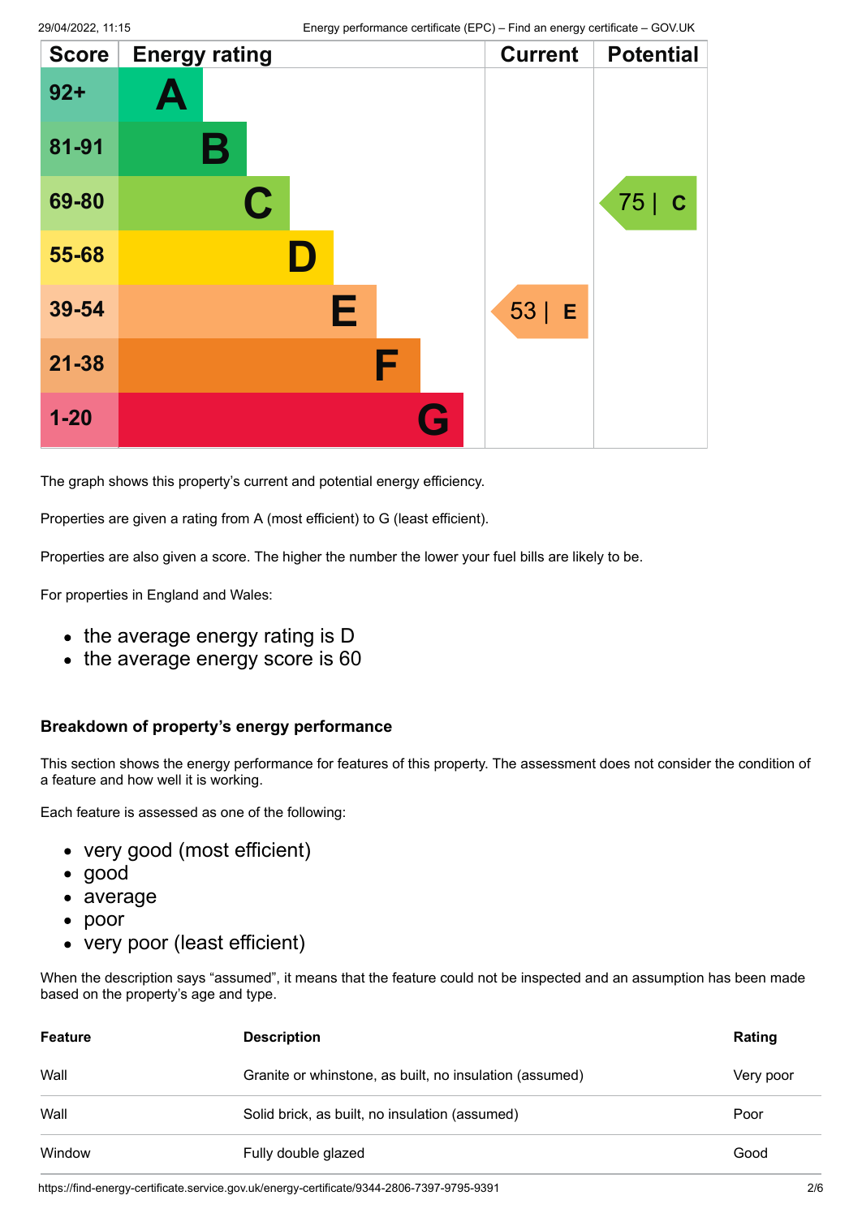| Score | Energy rating | Current | Potential |
|---|---|---|---|
| 92+ | A | | |
| 81-91 | B | | |
| 69-80 | C | | 75 \| C |
| 55-68 | D | | |
| 39-54 | E | 53 \| E | |
| 21-38 | F | | |
| 1-20 | G | | |

The graph shows this property's current and potential energy efficiency.

Properties are given a rating from A (most efficient) to G (least efficient).

Properties are also given a score. The higher the number the lower your fuel bills are likely to be.

For properties in England and Wales:

- the average energy rating is D
- the average energy score is 60

### Breakdown of property's energy performance

This section shows the energy performance for features of this property. The assessment does not consider the condition of a feature and how well it is working.

Each feature is assessed as one of the following:

- very good (most efficient)
- good
- average
- poor
- very poor (least efficient)

When the description says "assumed", it means that the feature could not be inspected and an assumption has been made based on the property's age and type.

| Feature | Description | Rating |
|---|---|---|
| Wall | Granite or whinstone, as built, no insulation (assumed) | Very poor |
| Wall | Solid brick, as built, no insulation (assumed) | Poor |
| Window | Fully double glazed | Good |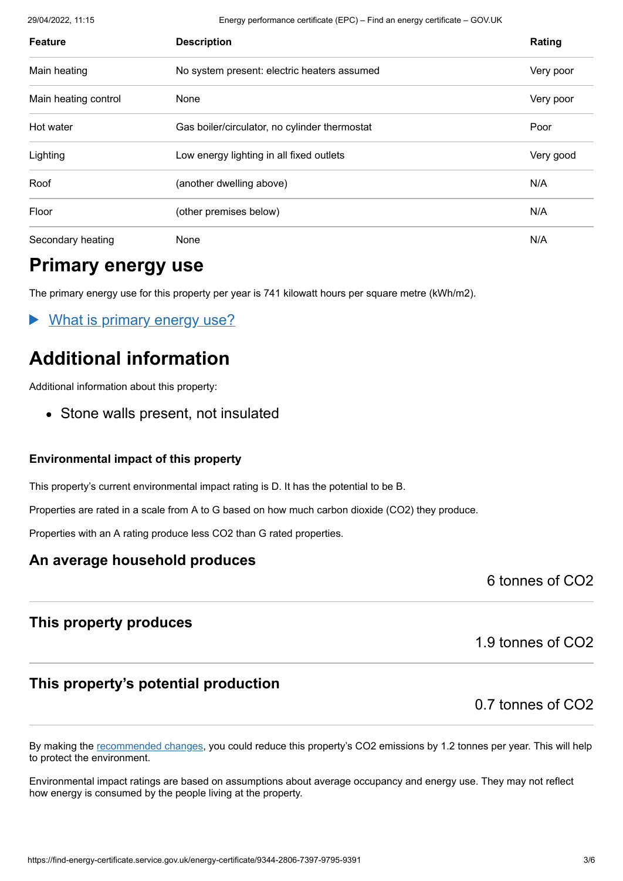| Feature | Description | Rating |
|---|---|---|
| Main heating | No system present: electric heaters assumed | Very poor |
| Main heating control | None | Very poor |
| Hot water | Gas boiler/circulator, no cylinder thermostat | Poor |
| Lighting | Low energy lighting in all fixed outlets | Very good |
| Roof | (another dwelling above) | N/A |
| Floor | (other premises below) | N/A |
| Secondary heating | None | N/A |

## Primary energy use

The primary energy use for this property per year is 741 kilowatt hours per square metre (kWh/m2).

▶ What is primary energy use?

## Additional information

Additional information about this property:

- Stone walls present, not insulated

### Environmental impact of this property

This property's current environmental impact rating is D. It has the potential to be B.

Properties are rated in a scale from A to G based on how much carbon dioxide ($CO_2$) they produce.

Properties with an A rating produce less $CO_2$ than G rated properties.

### An average household produces

6 tonnes of $CO_2$

### This property produces

1.9 tonnes of $CO_2$

### This property's potential production

0.7 tonnes of $CO_2$

By making the recommended changes, you could reduce this property's $CO_2$ emissions by 1.2 tonnes per year. This will help to protect the environment.

Environmental impact ratings are based on assumptions about average occupancy and energy use. They may not reflect how energy is consumed by the people living at the property.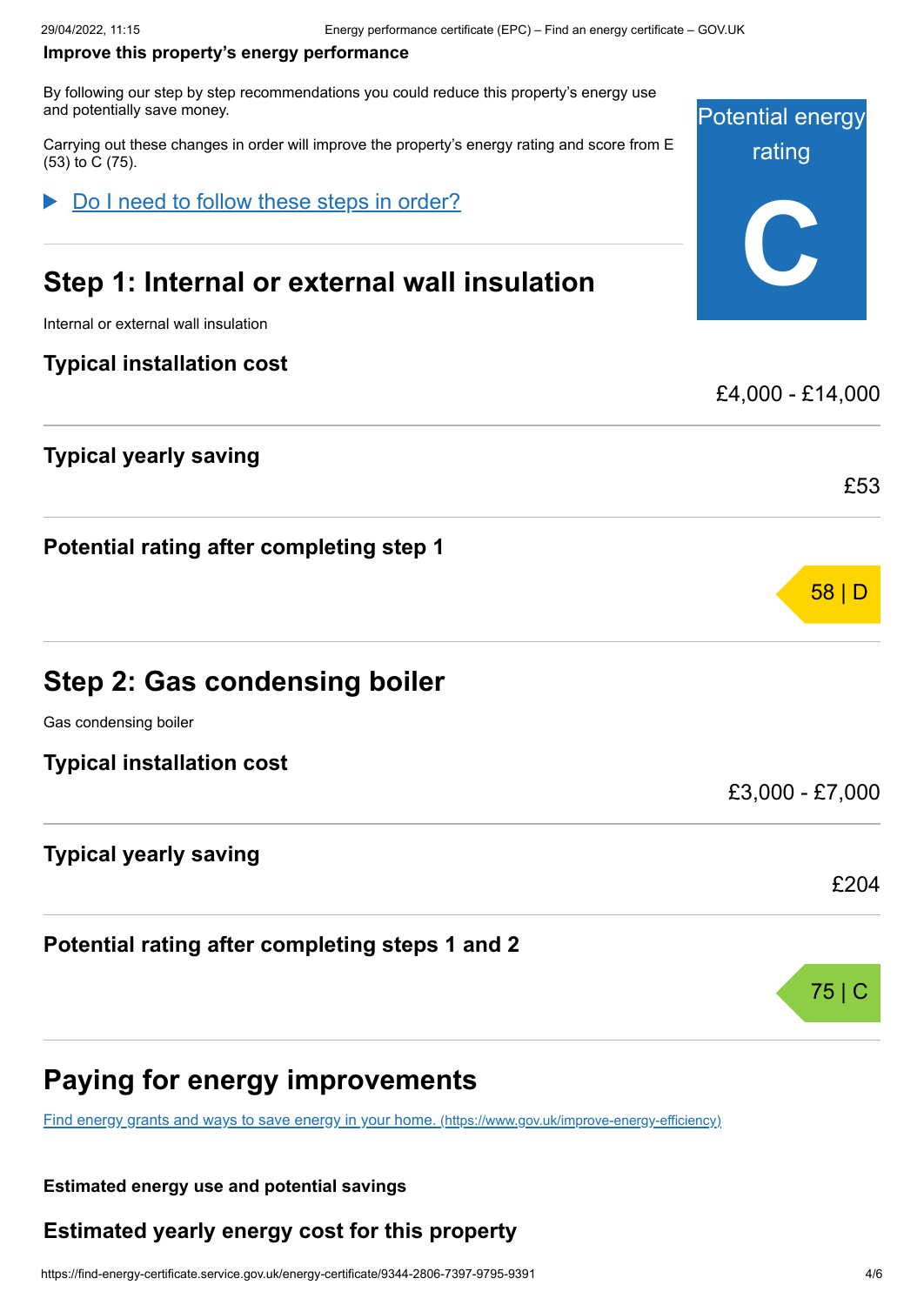**Improve this property's energy performance**

By following our step by step recommendations you could reduce this property's energy use and potentially save money.

Carrying out these changes in order will improve the property's energy rating and score from E (53) to C (75).

Potential energy rating

**C**

▶ [Do I need to follow these steps in order?]()

## Step 1: Internal or external wall insulation

Internal or external wall insulation

### Typical installation cost

£4,000 - £14,000

### Typical yearly saving

£53

### Potential rating after completing step 1

58 | D

## Step 2: Gas condensing boiler

Gas condensing boiler

### Typical installation cost

£3,000 - £7,000

### Typical yearly saving

£204

### Potential rating after completing steps 1 and 2

75 | C

## Paying for energy improvements

[Find energy grants and ways to save energy in your home. (https://www.gov.uk/improve-energy-efficiency)](https://www.gov.uk/improve-energy-efficiency)

**Estimated energy use and potential savings**

### Estimated yearly energy cost for this property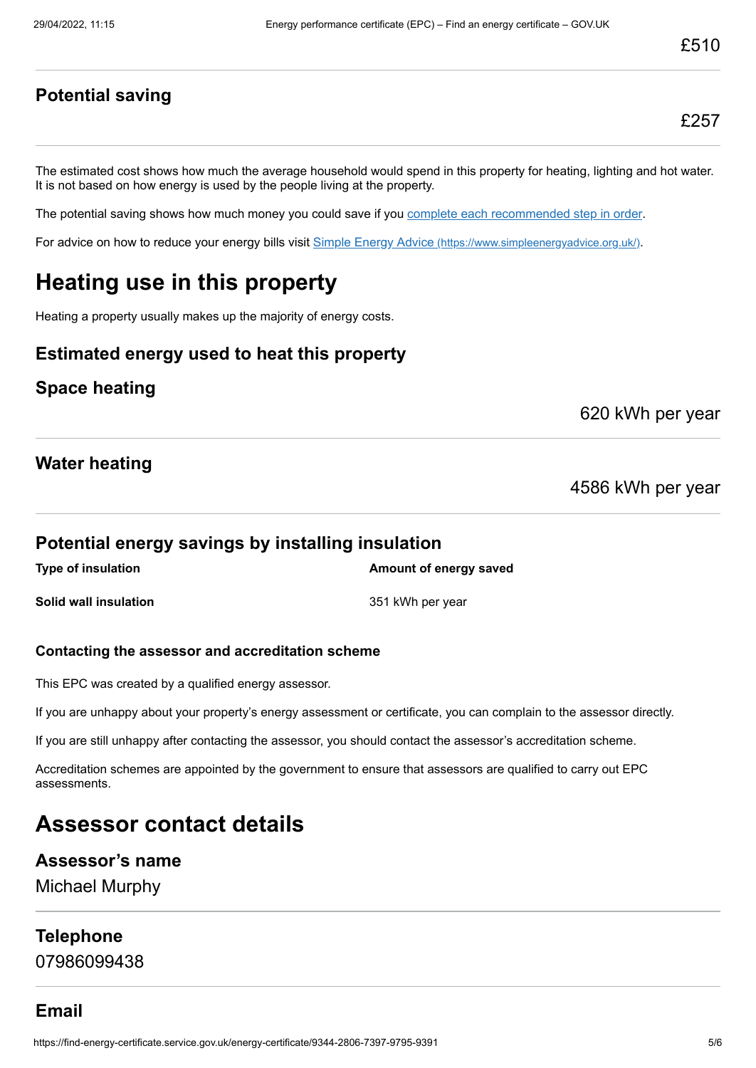£510

### Potential saving

£257

The estimated cost shows how much the average household would spend in this property for heating, lighting and hot water. It is not based on how energy is used by the people living at the property.

The potential saving shows how much money you could save if you complete each recommended step in order.

For advice on how to reduce your energy bills visit Simple Energy Advice (https://www.simpleenergyadvice.org.uk/).

# Heating use in this property

Heating a property usually makes up the majority of energy costs.

### Estimated energy used to heat this property

### Space heating

620 kWh per year

### Water heating

4586 kWh per year

### Potential energy savings by installing insulation

| Type of insulation | Amount of energy saved |
| --- | --- |
| **Solid wall insulation** | 351 kWh per year |

#### Contacting the assessor and accreditation scheme

This EPC was created by a qualified energy assessor.

If you are unhappy about your property's energy assessment or certificate, you can complain to the assessor directly.

If you are still unhappy after contacting the assessor, you should contact the assessor's accreditation scheme.

Accreditation schemes are appointed by the government to ensure that assessors are qualified to carry out EPC assessments.

# Assessor contact details

### Assessor's name

Michael Murphy

### Telephone

07986099438

### Email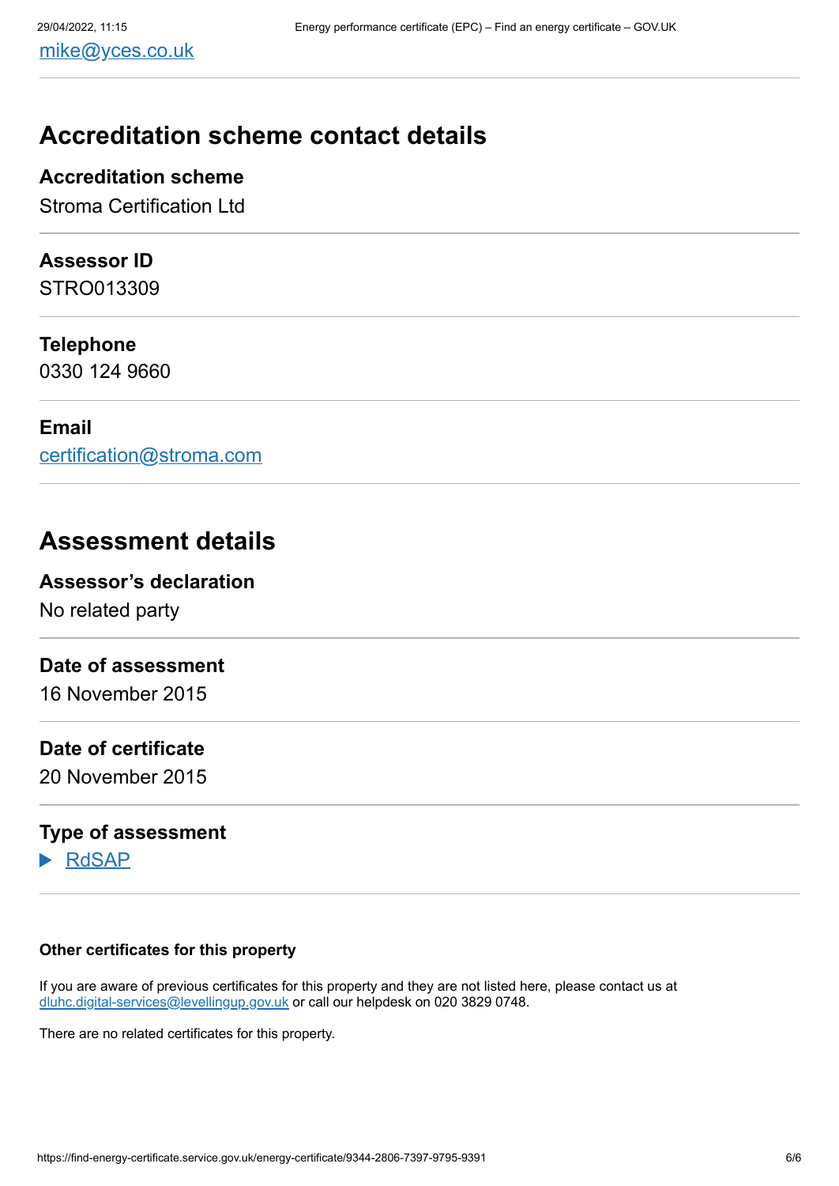mike@yces.co.uk

## Accreditation scheme contact details

**Accreditation scheme**
Stroma Certification Ltd

**Assessor ID**
STRO013309

**Telephone**
0330 124 9660

**Email**
certification@stroma.com

## Assessment details

**Assessor's declaration**
No related party

**Date of assessment**
16 November 2015

**Date of certificate**
20 November 2015

**Type of assessment**
▶ RdSAP

#### Other certificates for this property

If you are aware of previous certificates for this property and they are not listed here, please contact us at dluhc.digital-services@levellingup.gov.uk or call our helpdesk on 020 3829 0748.

There are no related certificates for this property.